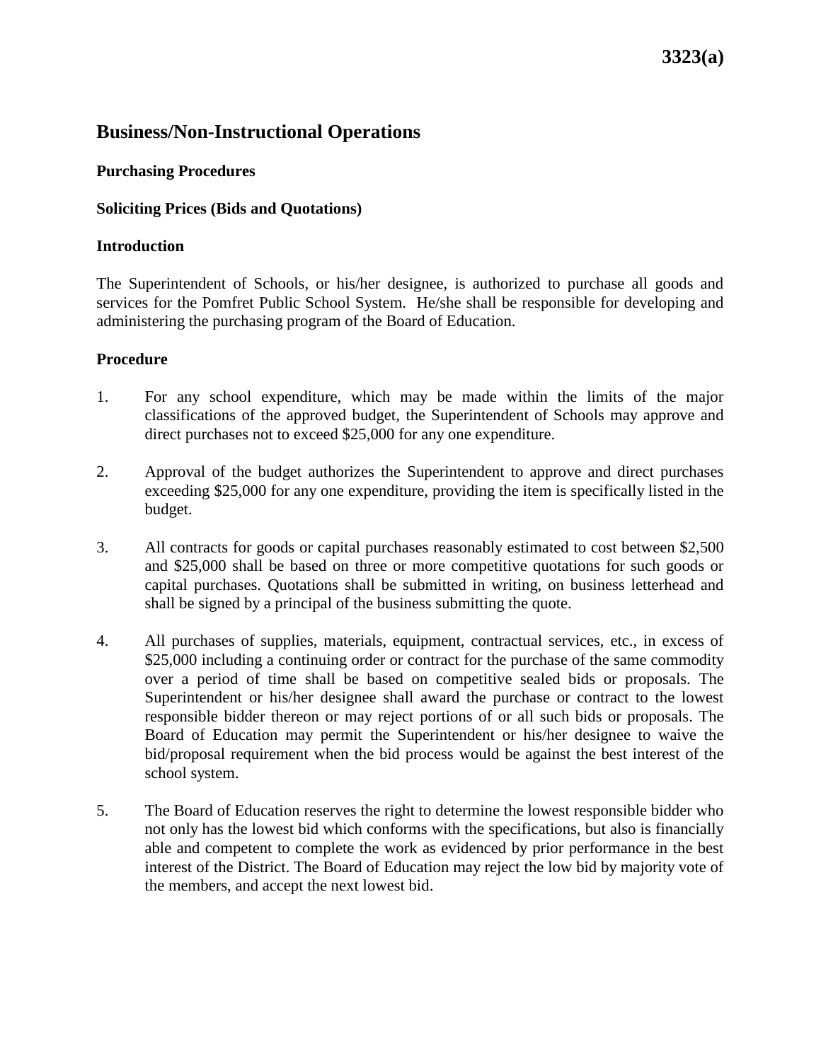3323(a)

# Business/Non-Instructional Operations

**Purchasing Procedures**

**Soliciting Prices (Bids and Quotations)**

**Introduction**

The Superintendent of Schools, or his/her designee, is authorized to purchase all goods and services for the Pomfret Public School System. He/she shall be responsible for developing and administering the purchasing program of the Board of Education.

**Procedure**

1. For any school expenditure, which may be made within the limits of the major classifications of the approved budget, the Superintendent of Schools may approve and direct purchases not to exceed $25,000 for any one expenditure.

2. Approval of the budget authorizes the Superintendent to approve and direct purchases exceeding $25,000 for any one expenditure, providing the item is specifically listed in the budget.

3. All contracts for goods or capital purchases reasonably estimated to cost between $2,500 and $25,000 shall be based on three or more competitive quotations for such goods or capital purchases. Quotations shall be submitted in writing, on business letterhead and shall be signed by a principal of the business submitting the quote.

4. All purchases of supplies, materials, equipment, contractual services, etc., in excess of $25,000 including a continuing order or contract for the purchase of the same commodity over a period of time shall be based on competitive sealed bids or proposals. The Superintendent or his/her designee shall award the purchase or contract to the lowest responsible bidder thereon or may reject portions of or all such bids or proposals. The Board of Education may permit the Superintendent or his/her designee to waive the bid/proposal requirement when the bid process would be against the best interest of the school system.

5. The Board of Education reserves the right to determine the lowest responsible bidder who not only has the lowest bid which conforms with the specifications, but also is financially able and competent to complete the work as evidenced by prior performance in the best interest of the District. The Board of Education may reject the low bid by majority vote of the members, and accept the next lowest bid.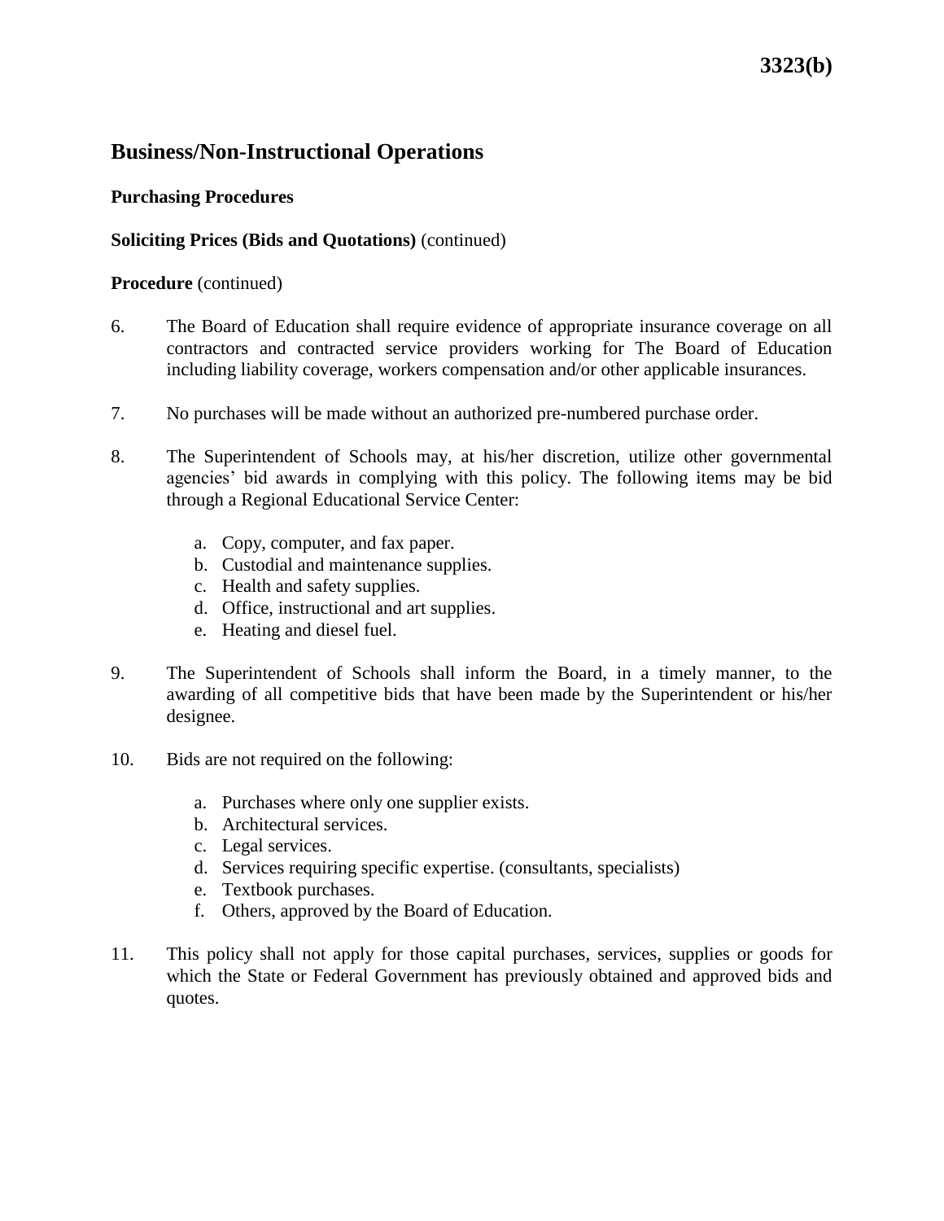## Business/Non-Instructional Operations

**Purchasing Procedures**

**Soliciting Prices (Bids and Quotations)** (continued)

**Procedure** (continued)

6. The Board of Education shall require evidence of appropriate insurance coverage on all contractors and contracted service providers working for The Board of Education including liability coverage, workers compensation and/or other applicable insurances.

7. No purchases will be made without an authorized pre-numbered purchase order.

8. The Superintendent of Schools may, at his/her discretion, utilize other governmental agencies' bid awards in complying with this policy. The following items may be bid through a Regional Educational Service Center:

   a. Copy, computer, and fax paper.
   b. Custodial and maintenance supplies.
   c. Health and safety supplies.
   d. Office, instructional and art supplies.
   e. Heating and diesel fuel.

9. The Superintendent of Schools shall inform the Board, in a timely manner, to the awarding of all competitive bids that have been made by the Superintendent or his/her designee.

10. Bids are not required on the following:

   a. Purchases where only one supplier exists.
   b. Architectural services.
   c. Legal services.
   d. Services requiring specific expertise. (consultants, specialists)
   e. Textbook purchases.
   f. Others, approved by the Board of Education.

11. This policy shall not apply for those capital purchases, services, supplies or goods for which the State or Federal Government has previously obtained and approved bids and quotes.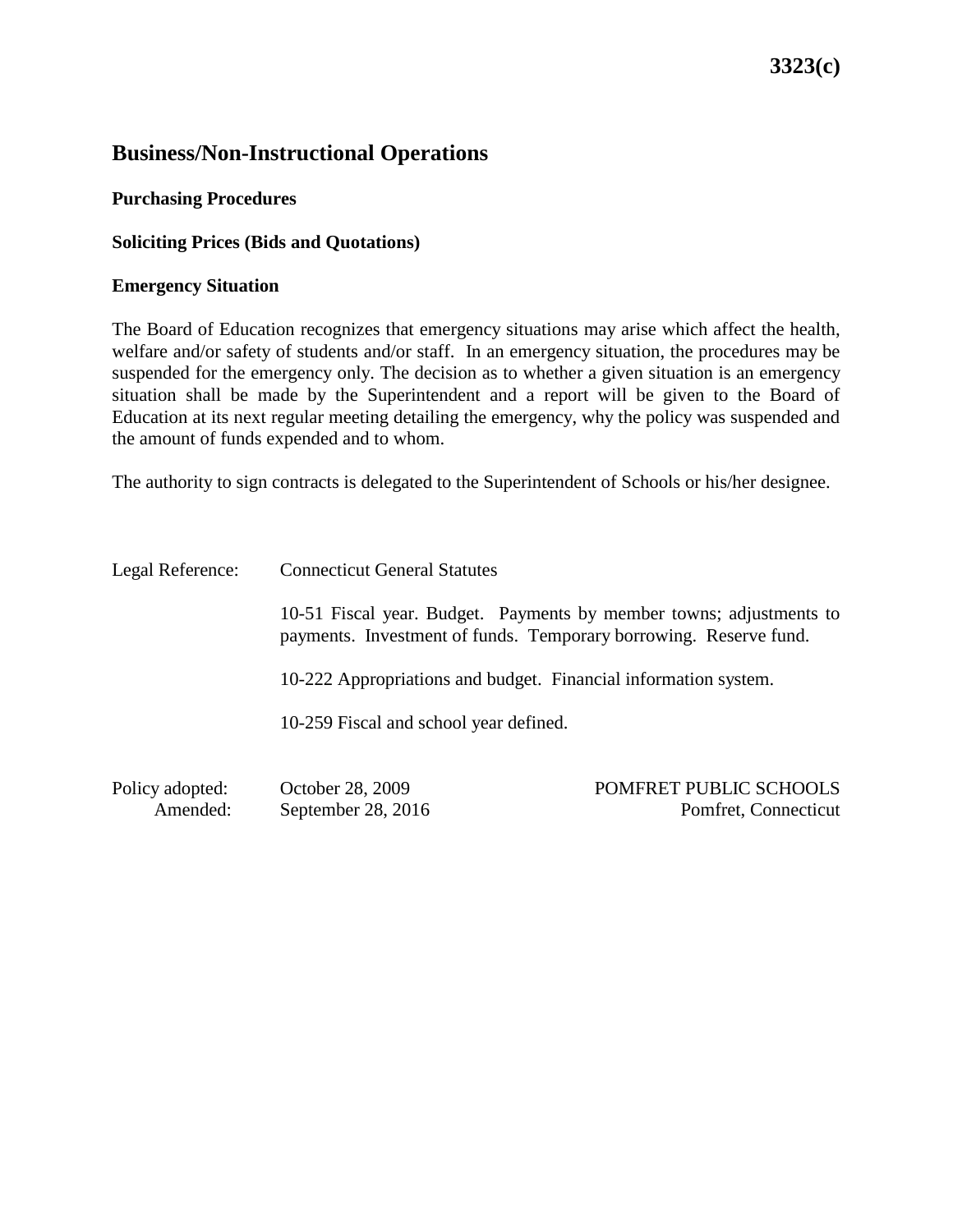**3323(c)**

## Business/Non-Instructional Operations

**Purchasing Procedures**

**Soliciting Prices (Bids and Quotations)**

**Emergency Situation**

The Board of Education recognizes that emergency situations may arise which affect the health, welfare and/or safety of students and/or staff. In an emergency situation, the procedures may be suspended for the emergency only. The decision as to whether a given situation is an emergency situation shall be made by the Superintendent and a report will be given to the Board of Education at its next regular meeting detailing the emergency, why the policy was suspended and the amount of funds expended and to whom.

The authority to sign contracts is delegated to the Superintendent of Schools or his/her designee.

Legal Reference: Connecticut General Statutes

10-51 Fiscal year. Budget. Payments by member towns; adjustments to payments. Investment of funds. Temporary borrowing. Reserve fund.

10-222 Appropriations and budget. Financial information system.

10-259 Fiscal and school year defined.

Policy adopted: October 28, 2009
Amended: September 28, 2016

POMFRET PUBLIC SCHOOLS
Pomfret, Connecticut